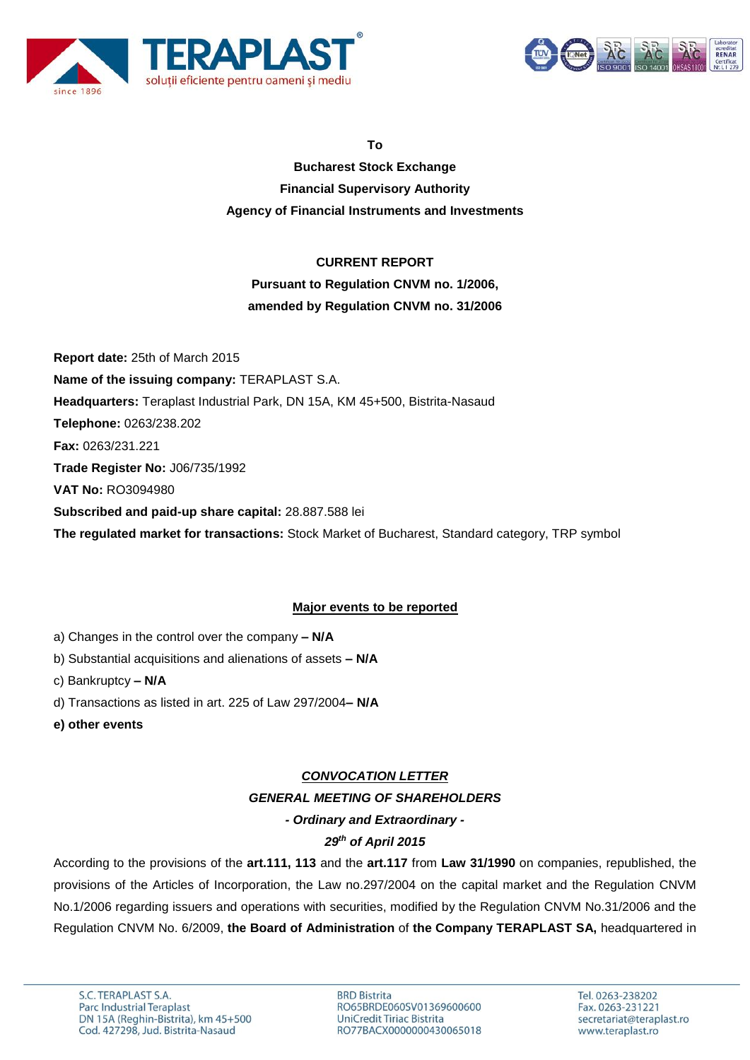**To**

**Bucharest Stock Exchange**

**Financial Supervisory Authority**

**Agency of Financial Instruments and Investments**

**CURRENT REPORT**

**Pursuant to Regulation CNVM no. 1/2006,**

**amended by Regulation CNVM no. 31/2006**

**Report date:** 25th of March 2015

**Name of the issuing company:** TERAPLAST S.A.

**Headquarters:** Teraplast Industrial Park, DN 15A, KM 45+500, Bistrita-Nasaud

**Telephone:** 0263/238.202

**Fax:** 0263/231.221

**Trade Register No:** J06/735/1992

**VAT No:** RO3094980

**Subscribed and paid-up share capital:** 28.887.588 lei

**The regulated market for transactions:** Stock Market of Bucharest, Standard category, TRP symbol

**Major events to be reported**

a) Changes in the control over the company **– N/A**

b) Substantial acquisitions and alienations of assets **– N/A**

c) Bankruptcy **– N/A**

d) Transactions as listed in art. 225 of Law 297/2004**– N/A**

**e) other events**

***CONVOCATION LETTER***

***GENERAL MEETING OF SHAREHOLDERS***

***- Ordinary and Extraordinary -***

***29th of April 2015***

According to the provisions of the **art.111, 113** and the **art.117** from **Law 31/1990** on companies, republished, the provisions of the Articles of Incorporation, the Law no.297/2004 on the capital market and the Regulation CNVM No.1/2006 regarding issuers and operations with securities, modified by the Regulation CNVM No.31/2006 and the Regulation CNVM No. 6/2009, **the Board of Administration** of **the Company TERAPLAST SA,** headquartered in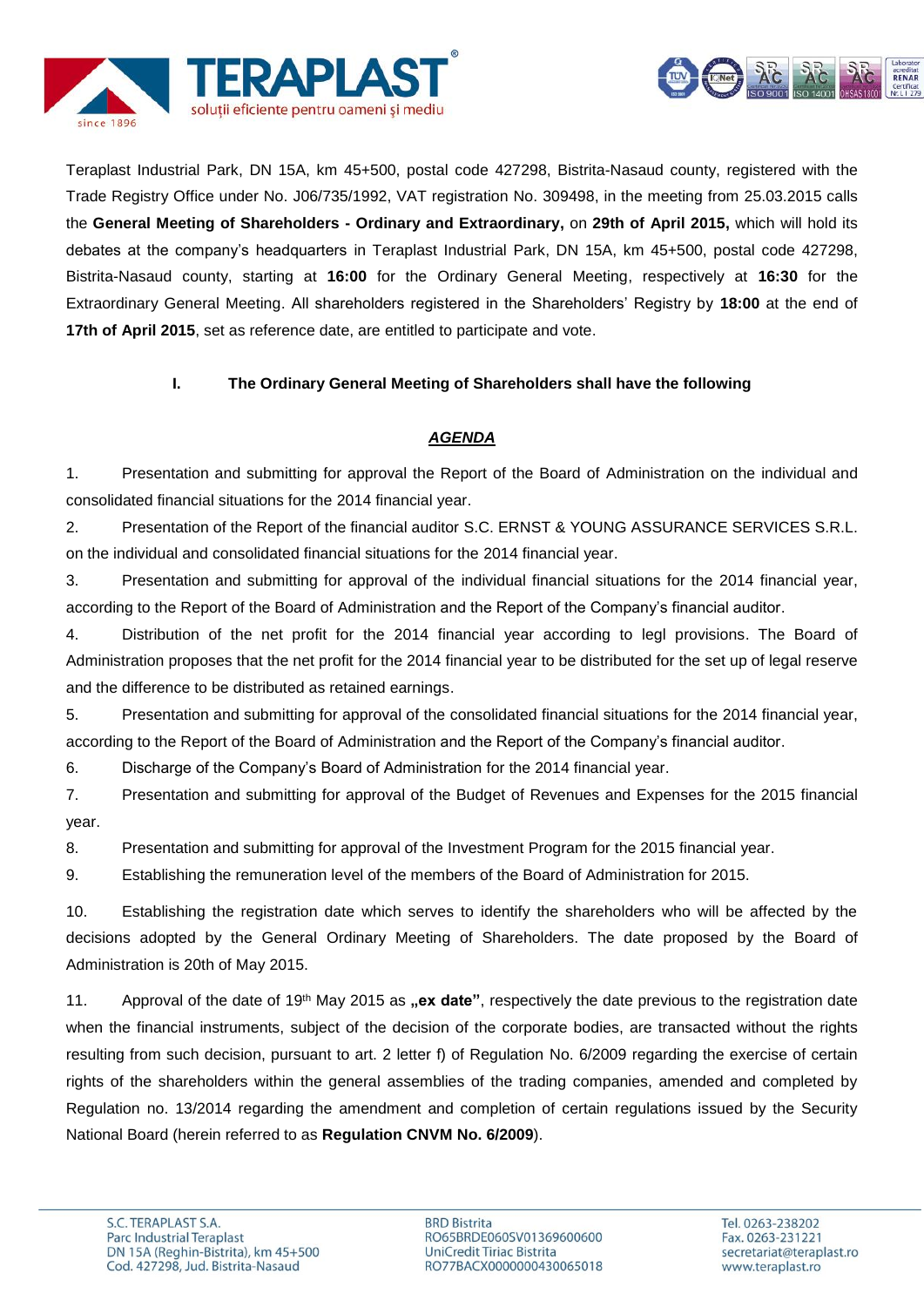Teraplast Industrial Park, DN 15A, km 45+500, postal code 427298, Bistrita-Nasaud county, registered with the Trade Registry Office under No. J06/735/1992, VAT registration No. 309498, in the meeting from 25.03.2015 calls the **General Meeting of Shareholders - Ordinary and Extraordinary,** on **29th of April 2015,** which will hold its debates at the company's headquarters in Teraplast Industrial Park, DN 15A, km 45+500, postal code 427298, Bistrita-Nasaud county, starting at **16:00** for the Ordinary General Meeting, respectively at **16:30** for the Extraordinary General Meeting. All shareholders registered in the Shareholders' Registry by **18:00** at the end of **17th of April 2015**, set as reference date, are entitled to participate and vote.

## I. The Ordinary General Meeting of Shareholders shall have the following

### ***AGENDA***

1. Presentation and submitting for approval the Report of the Board of Administration on the individual and consolidated financial situations for the 2014 financial year.
2. Presentation of the Report of the financial auditor S.C. ERNST & YOUNG ASSURANCE SERVICES S.R.L. on the individual and consolidated financial situations for the 2014 financial year.
3. Presentation and submitting for approval of the individual financial situations for the 2014 financial year, according to the Report of the Board of Administration and the Report of the Company's financial auditor.
4. Distribution of the net profit for the 2014 financial year according to legl provisions. The Board of Administration proposes that the net profit for the 2014 financial year to be distributed for the set up of legal reserve and the difference to be distributed as retained earnings.
5. Presentation and submitting for approval of the consolidated financial situations for the 2014 financial year, according to the Report of the Board of Administration and the Report of the Company's financial auditor.
6. Discharge of the Company's Board of Administration for the 2014 financial year.
7. Presentation and submitting for approval of the Budget of Revenues and Expenses for the 2015 financial year.
8. Presentation and submitting for approval of the Investment Program for the 2015 financial year.
9. Establishing the remuneration level of the members of the Board of Administration for 2015.
10. Establishing the registration date which serves to identify the shareholders who will be affected by the decisions adopted by the General Ordinary Meeting of Shareholders. The date proposed by the Board of Administration is 20th of May 2015.
11. Approval of the date of 19th May 2015 as **„ex date"**, respectively the date previous to the registration date when the financial instruments, subject of the decision of the corporate bodies, are transacted without the rights resulting from such decision, pursuant to art. 2 letter f) of Regulation No. 6/2009 regarding the exercise of certain rights of the shareholders within the general assemblies of the trading companies, amended and completed by Regulation no. 13/2014 regarding the amendment and completion of certain regulations issued by the Security National Board (herein referred to as **Regulation CNVM No. 6/2009**).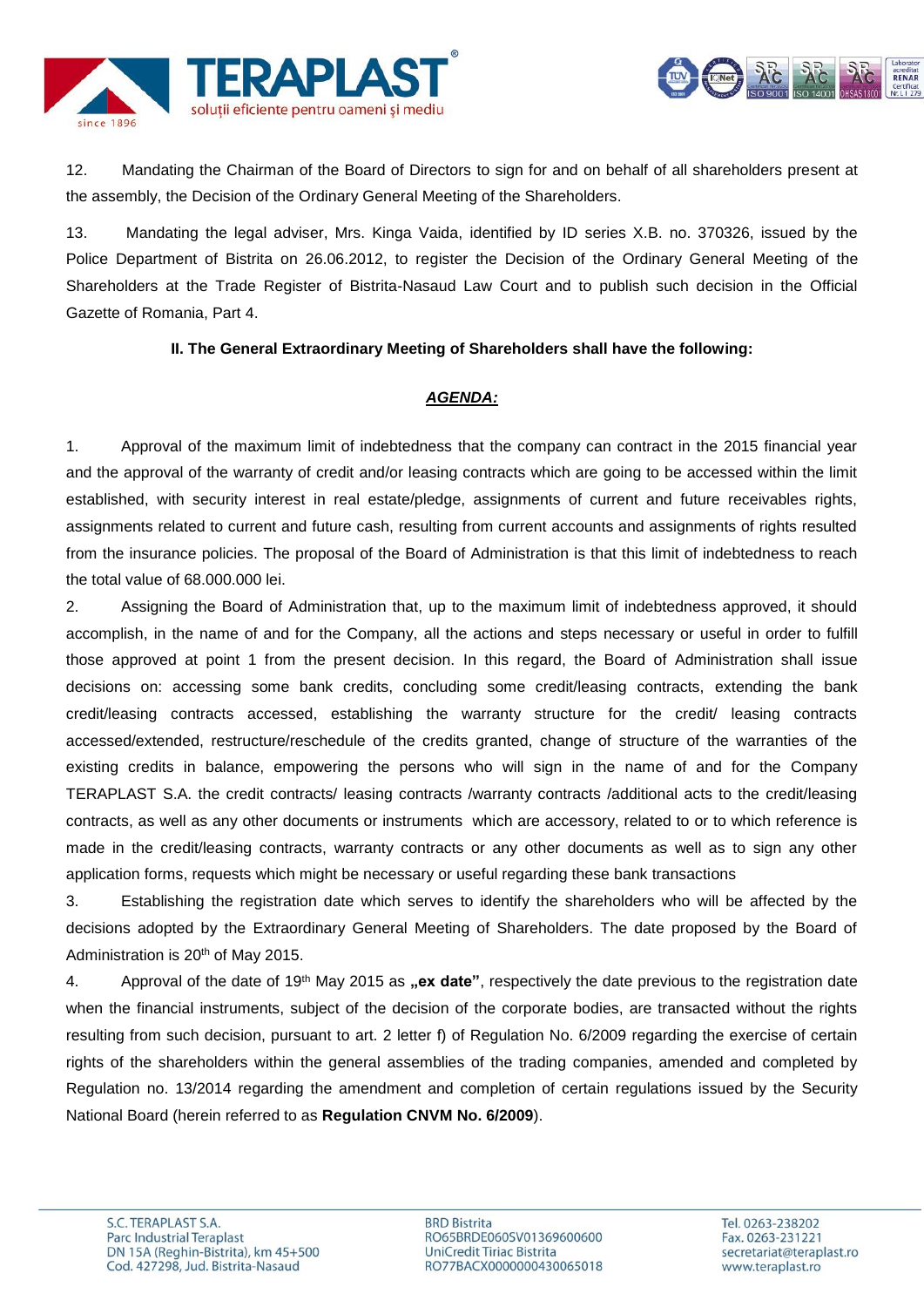12. Mandating the Chairman of the Board of Directors to sign for and on behalf of all shareholders present at the assembly, the Decision of the Ordinary General Meeting of the Shareholders.

13. Mandating the legal adviser, Mrs. Kinga Vaida, identified by ID series X.B. no. 370326, issued by the Police Department of Bistrita on 26.06.2012, to register the Decision of the Ordinary General Meeting of the Shareholders at the Trade Register of Bistrita-Nasaud Law Court and to publish such decision in the Official Gazette of Romania, Part 4.

**II. The General Extraordinary Meeting of Shareholders shall have the following:**

***AGENDA:***

1. Approval of the maximum limit of indebtedness that the company can contract in the 2015 financial year and the approval of the warranty of credit and/or leasing contracts which are going to be accessed within the limit established, with security interest in real estate/pledge, assignments of current and future receivables rights, assignments related to current and future cash, resulting from current accounts and assignments of rights resulted from the insurance policies. The proposal of the Board of Administration is that this limit of indebtedness to reach the total value of 68.000.000 lei.

2. Assigning the Board of Administration that, up to the maximum limit of indebtedness approved, it should accomplish, in the name of and for the Company, all the actions and steps necessary or useful in order to fulfill those approved at point 1 from the present decision. In this regard, the Board of Administration shall issue decisions on: accessing some bank credits, concluding some credit/leasing contracts, extending the bank credit/leasing contracts accessed, establishing the warranty structure for the credit/ leasing contracts accessed/extended, restructure/reschedule of the credits granted, change of structure of the warranties of the existing credits in balance, empowering the persons who will sign in the name of and for the Company TERAPLAST S.A. the credit contracts/ leasing contracts /warranty contracts /additional acts to the credit/leasing contracts, as well as any other documents or instruments which are accessory, related to or to which reference is made in the credit/leasing contracts, warranty contracts or any other documents as well as to sign any other application forms, requests which might be necessary or useful regarding these bank transactions

3. Establishing the registration date which serves to identify the shareholders who will be affected by the decisions adopted by the Extraordinary General Meeting of Shareholders. The date proposed by the Board of Administration is 20th of May 2015.

4. Approval of the date of 19th May 2015 as **„ex date"**, respectively the date previous to the registration date when the financial instruments, subject of the decision of the corporate bodies, are transacted without the rights resulting from such decision, pursuant to art. 2 letter f) of Regulation No. 6/2009 regarding the exercise of certain rights of the shareholders within the general assemblies of the trading companies, amended and completed by Regulation no. 13/2014 regarding the amendment and completion of certain regulations issued by the Security National Board (herein referred to as **Regulation CNVM No. 6/2009**).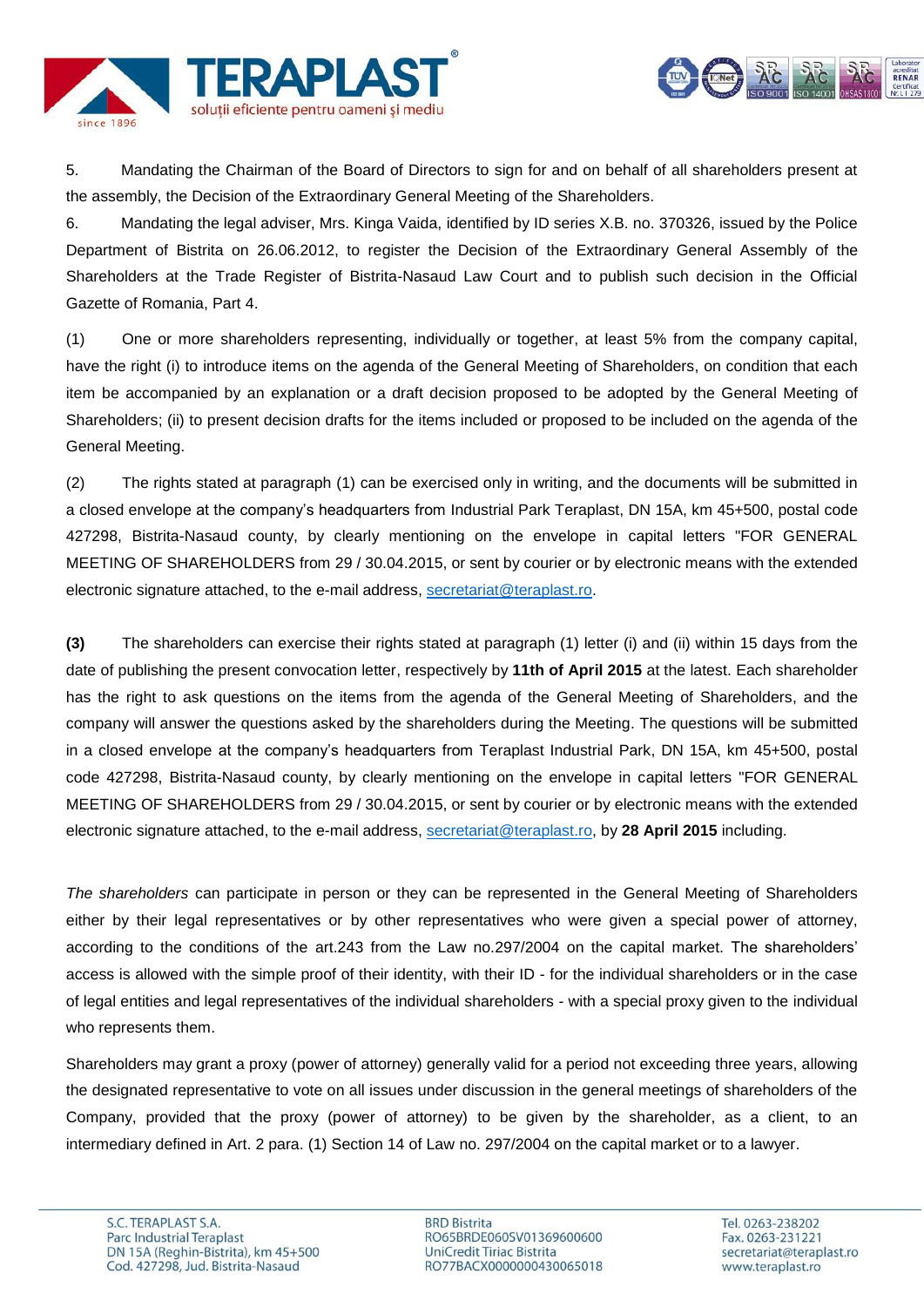5. Mandating the Chairman of the Board of Directors to sign for and on behalf of all shareholders present at the assembly, the Decision of the Extraordinary General Meeting of the Shareholders.

6. Mandating the legal adviser, Mrs. Kinga Vaida, identified by ID series X.B. no. 370326, issued by the Police Department of Bistrita on 26.06.2012, to register the Decision of the Extraordinary General Assembly of the Shareholders at the Trade Register of Bistrita-Nasaud Law Court and to publish such decision in the Official Gazette of Romania, Part 4.

(1) One or more shareholders representing, individually or together, at least 5% from the company capital, have the right (i) to introduce items on the agenda of the General Meeting of Shareholders, on condition that each item be accompanied by an explanation or a draft decision proposed to be adopted by the General Meeting of Shareholders; (ii) to present decision drafts for the items included or proposed to be included on the agenda of the General Meeting.

(2) The rights stated at paragraph (1) can be exercised only in writing, and the documents will be submitted in a closed envelope at the company's headquarters from Industrial Park Teraplast, DN 15A, km 45+500, postal code 427298, Bistrita-Nasaud county, by clearly mentioning on the envelope in capital letters "FOR GENERAL MEETING OF SHAREHOLDERS from 29 / 30.04.2015, or sent by courier or by electronic means with the extended electronic signature attached, to the e-mail address, secretariat@teraplast.ro.

**(3)** The shareholders can exercise their rights stated at paragraph (1) letter (i) and (ii) within 15 days from the date of publishing the present convocation letter, respectively by **11th of April 2015** at the latest. Each shareholder has the right to ask questions on the items from the agenda of the General Meeting of Shareholders, and the company will answer the questions asked by the shareholders during the Meeting. The questions will be submitted in a closed envelope at the company's headquarters from Teraplast Industrial Park, DN 15A, km 45+500, postal code 427298, Bistrita-Nasaud county, by clearly mentioning on the envelope in capital letters "FOR GENERAL MEETING OF SHAREHOLDERS from 29 / 30.04.2015, or sent by courier or by electronic means with the extended electronic signature attached, to the e-mail address, secretariat@teraplast.ro, by **28 April 2015** including.

*The shareholders* can participate in person or they can be represented in the General Meeting of Shareholders either by their legal representatives or by other representatives who were given a special power of attorney, according to the conditions of the art.243 from the Law no.297/2004 on the capital market. The shareholders' access is allowed with the simple proof of their identity, with their ID - for the individual shareholders or in the case of legal entities and legal representatives of the individual shareholders - with a special proxy given to the individual who represents them.

Shareholders may grant a proxy (power of attorney) generally valid for a period not exceeding three years, allowing the designated representative to vote on all issues under discussion in the general meetings of shareholders of the Company, provided that the proxy (power of attorney) to be given by the shareholder, as a client, to an intermediary defined in Art. 2 para. (1) Section 14 of Law no. 297/2004 on the capital market or to a lawyer.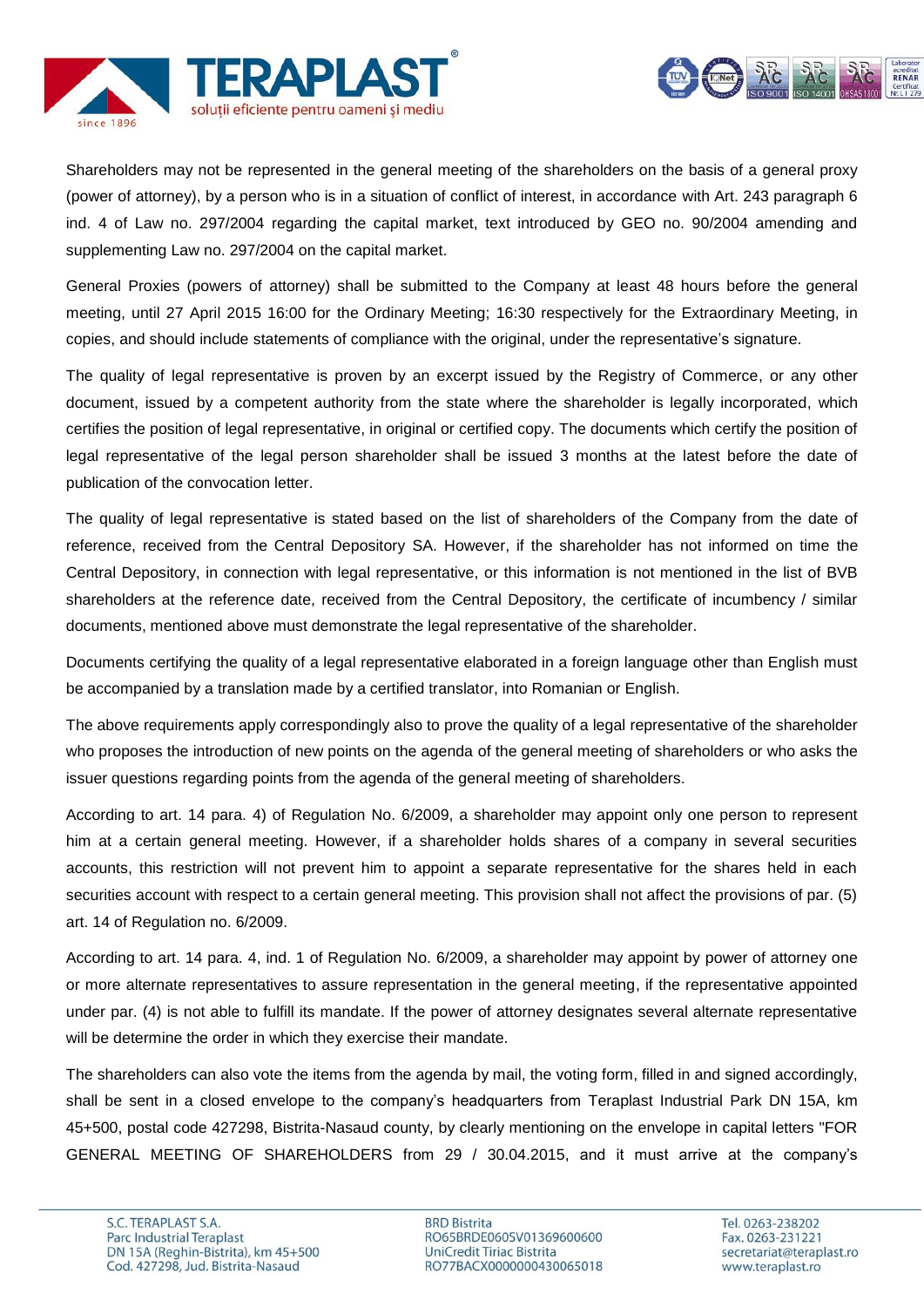Shareholders may not be represented in the general meeting of the shareholders on the basis of a general proxy (power of attorney), by a person who is in a situation of conflict of interest, in accordance with Art. 243 paragraph 6 ind. 4 of Law no. 297/2004 regarding the capital market, text introduced by GEO no. 90/2004 amending and supplementing Law no. 297/2004 on the capital market.

General Proxies (powers of attorney) shall be submitted to the Company at least 48 hours before the general meeting, until 27 April 2015 16:00 for the Ordinary Meeting; 16:30 respectively for the Extraordinary Meeting, in copies, and should include statements of compliance with the original, under the representative's signature.

The quality of legal representative is proven by an excerpt issued by the Registry of Commerce, or any other document, issued by a competent authority from the state where the shareholder is legally incorporated, which certifies the position of legal representative, in original or certified copy. The documents which certify the position of legal representative of the legal person shareholder shall be issued 3 months at the latest before the date of publication of the convocation letter.

The quality of legal representative is stated based on the list of shareholders of the Company from the date of reference, received from the Central Depository SA. However, if the shareholder has not informed on time the Central Depository, in connection with legal representative, or this information is not mentioned in the list of BVB shareholders at the reference date, received from the Central Depository, the certificate of incumbency / similar documents, mentioned above must demonstrate the legal representative of the shareholder.

Documents certifying the quality of a legal representative elaborated in a foreign language other than English must be accompanied by a translation made by a certified translator, into Romanian or English.

The above requirements apply correspondingly also to prove the quality of a legal representative of the shareholder who proposes the introduction of new points on the agenda of the general meeting of shareholders or who asks the issuer questions regarding points from the agenda of the general meeting of shareholders.

According to art. 14 para. 4) of Regulation No. 6/2009, a shareholder may appoint only one person to represent him at a certain general meeting. However, if a shareholder holds shares of a company in several securities accounts, this restriction will not prevent him to appoint a separate representative for the shares held in each securities account with respect to a certain general meeting. This provision shall not affect the provisions of par. (5) art. 14 of Regulation no. 6/2009.

According to art. 14 para. 4, ind. 1 of Regulation No. 6/2009, a shareholder may appoint by power of attorney one or more alternate representatives to assure representation in the general meeting, if the representative appointed under par. (4) is not able to fulfill its mandate. If the power of attorney designates several alternate representative will be determine the order in which they exercise their mandate.

The shareholders can also vote the items from the agenda by mail, the voting form, filled in and signed accordingly, shall be sent in a closed envelope to the company's headquarters from Teraplast Industrial Park DN 15A, km 45+500, postal code 427298, Bistrita-Nasaud county, by clearly mentioning on the envelope in capital letters "FOR GENERAL MEETING OF SHAREHOLDERS from 29 / 30.04.2015, and it must arrive at the company's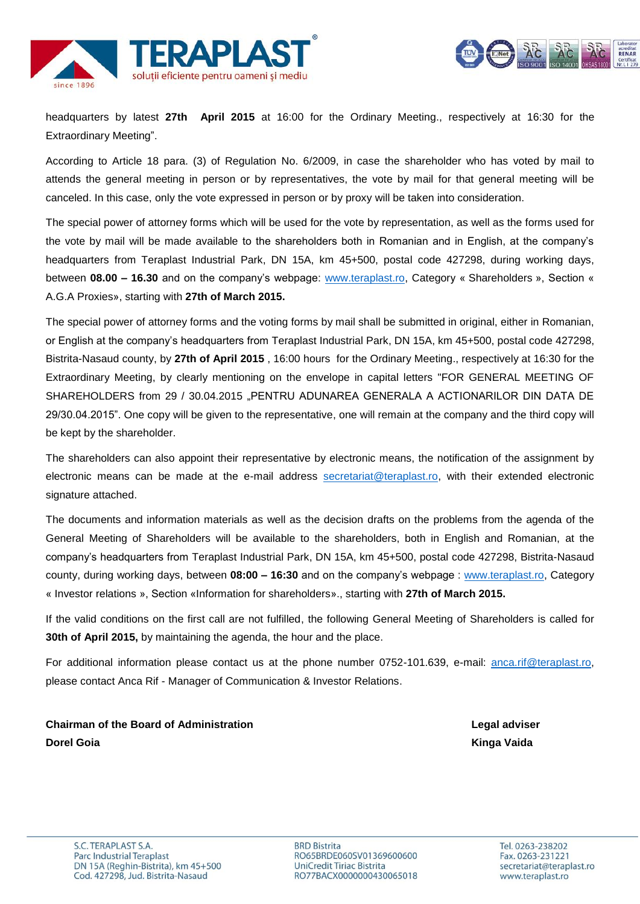headquarters by latest **27th April 2015** at 16:00 for the Ordinary Meeting., respectively at 16:30 for the Extraordinary Meeting".

According to Article 18 para. (3) of Regulation No. 6/2009, in case the shareholder who has voted by mail to attends the general meeting in person or by representatives, the vote by mail for that general meeting will be canceled. In this case, only the vote expressed in person or by proxy will be taken into consideration.

The special power of attorney forms which will be used for the vote by representation, as well as the forms used for the vote by mail will be made available to the shareholders both in Romanian and in English, at the company's headquarters from Teraplast Industrial Park, DN 15A, km 45+500, postal code 427298, during working days, between **08.00 – 16.30** and on the company's webpage: www.teraplast.ro, Category « Shareholders », Section « A.G.A Proxies», starting with **27th of March 2015.**

The special power of attorney forms and the voting forms by mail shall be submitted in original, either in Romanian, or English at the company's headquarters from Teraplast Industrial Park, DN 15A, km 45+500, postal code 427298, Bistrita-Nasaud county, by **27th of April 2015** , 16:00 hours for the Ordinary Meeting., respectively at 16:30 for the Extraordinary Meeting, by clearly mentioning on the envelope in capital letters "FOR GENERAL MEETING OF SHAREHOLDERS from 29 / 30.04.2015 „PENTRU ADUNAREA GENERALA A ACTIONARILOR DIN DATA DE 29/30.04.2015". One copy will be given to the representative, one will remain at the company and the third copy will be kept by the shareholder.

The shareholders can also appoint their representative by electronic means, the notification of the assignment by electronic means can be made at the e-mail address secretariat@teraplast.ro, with their extended electronic signature attached.

The documents and information materials as well as the decision drafts on the problems from the agenda of the General Meeting of Shareholders will be available to the shareholders, both in English and Romanian, at the company's headquarters from Teraplast Industrial Park, DN 15A, km 45+500, postal code 427298, Bistrita-Nasaud county, during working days, between **08:00 – 16:30** and on the company's webpage : www.teraplast.ro, Category « Investor relations », Section «Information for shareholders»., starting with **27th of March 2015.**

If the valid conditions on the first call are not fulfilled, the following General Meeting of Shareholders is called for **30th of April 2015,** by maintaining the agenda, the hour and the place.

For additional information please contact us at the phone number 0752-101.639, e-mail: anca.rif@teraplast.ro, please contact Anca Rif - Manager of Communication & Investor Relations.

**Chairman of the Board of Administration**
**Dorel Goia**

**Legal adviser**
**Kinga Vaida**